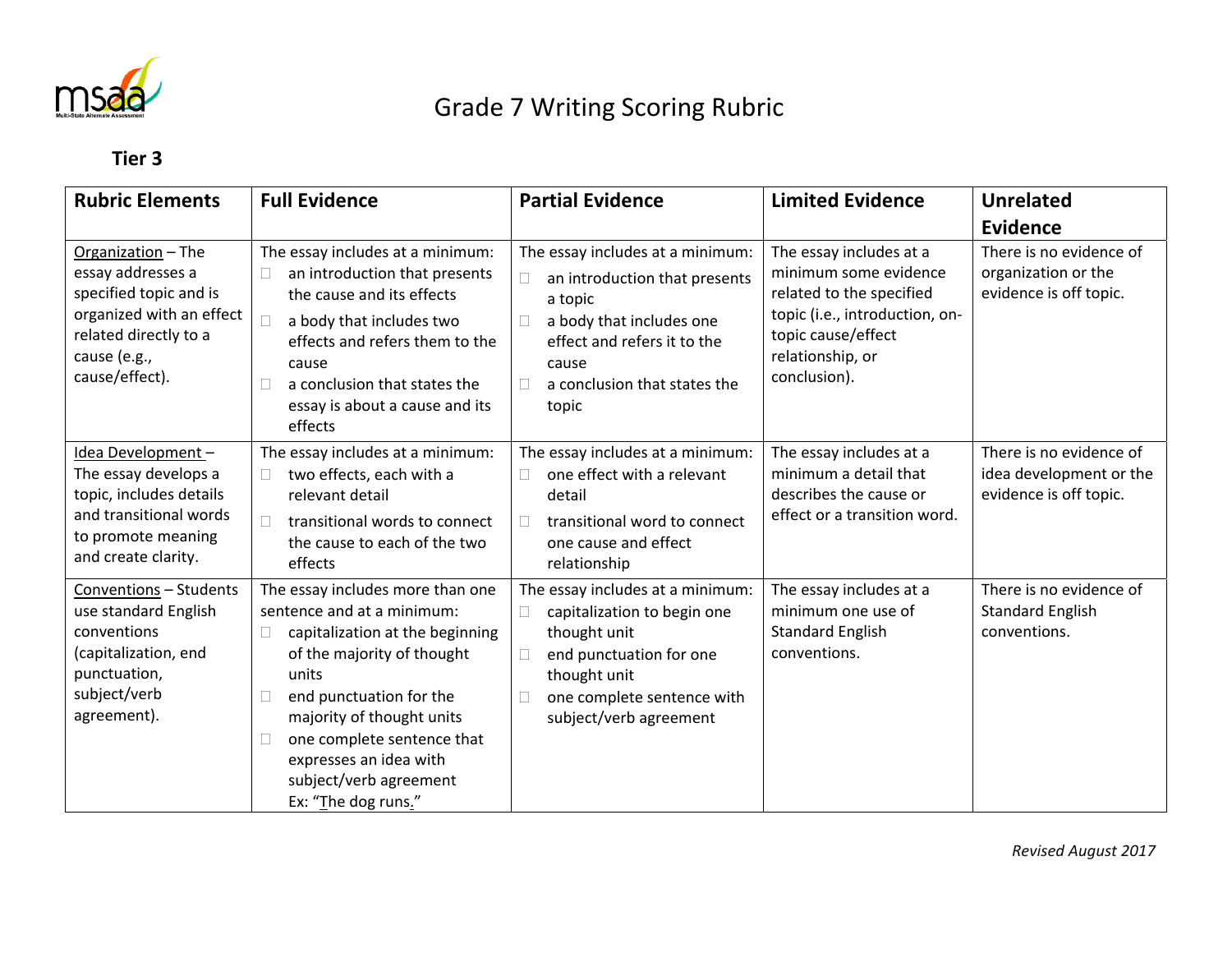# Grade 7 Writing Scoring Rubric

**Tier 3**

| **Rubric Elements** | **Full Evidence** | **Partial Evidence** | **Limited Evidence** | **Unrelated Evidence** |
|---|---|---|---|---|
| <u>Organization</u> – The essay addresses a specified topic and is organized with an effect related directly to a cause (e.g., cause/effect). | The essay includes at a minimum:<br>☐ an introduction that presents the cause and its effects<br>☐ a body that includes two effects and refers them to the cause<br>☐ a conclusion that states the essay is about a cause and its effects | The essay includes at a minimum:<br>☐ an introduction that presents a topic<br>☐ a body that includes one effect and refers it to the cause<br>☐ a conclusion that states the topic | The essay includes at a minimum some evidence related to the specified topic (i.e., introduction, on-topic cause/effect relationship, or conclusion). | There is no evidence of organization or the evidence is off topic. |
| <u>Idea Development</u> – The essay develops a topic, includes details and transitional words to promote meaning and create clarity. | The essay includes at a minimum:<br>☐ two effects, each with a relevant detail<br>☐ transitional words to connect the cause to each of the two effects | The essay includes at a minimum:<br>☐ one effect with a relevant detail<br>☐ transitional word to connect one cause and effect relationship | The essay includes at a minimum a detail that describes the cause or effect or a transition word. | There is no evidence of idea development or the evidence is off topic. |
| <u>Conventions</u> – Students use standard English conventions (capitalization, end punctuation, subject/verb agreement). | The essay includes more than one sentence and at a minimum:<br>☐ capitalization at the beginning of the majority of thought units<br>☐ end punctuation for the majority of thought units<br>☐ one complete sentence that expresses an idea with subject/verb agreement<br>Ex: "<u>T</u>he dog runs<u>.</u>" | The essay includes at a minimum:<br>☐ capitalization to begin one thought unit<br>☐ end punctuation for one thought unit<br>☐ one complete sentence with subject/verb agreement | The essay includes at a minimum one use of Standard English conventions. | There is no evidence of Standard English conventions. |

*Revised August 2017*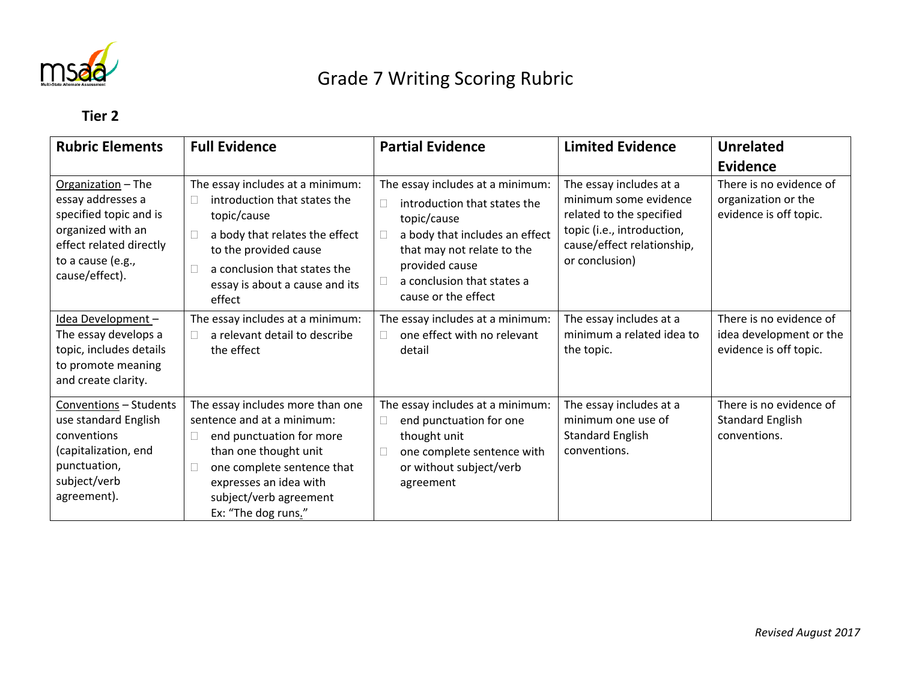# Grade 7 Writing Scoring Rubric

**Tier 2**

| **Rubric Elements** | **Full Evidence** | **Partial Evidence** | **Limited Evidence** | **Unrelated Evidence** |
|---|---|---|---|---|
| Organization – The essay addresses a specified topic and is organized with an effect related directly to a cause (e.g., cause/effect). | The essay includes at a minimum:<br>☐ introduction that states the topic/cause<br>☐ a body that relates the effect to the provided cause<br>☐ a conclusion that states the essay is about a cause and its effect | The essay includes at a minimum:<br>☐ introduction that states the topic/cause<br>☐ a body that includes an effect that may not relate to the provided cause<br>☐ a conclusion that states a cause or the effect | The essay includes at a minimum some evidence related to the specified topic (i.e., introduction, cause/effect relationship, or conclusion) | There is no evidence of organization or the evidence is off topic. |
| Idea Development – The essay develops a topic, includes details to promote meaning and create clarity. | The essay includes at a minimum:<br>☐ a relevant detail to describe the effect | The essay includes at a minimum:<br>☐ one effect with no relevant detail | The essay includes at a minimum a related idea to the topic. | There is no evidence of idea development or the evidence is off topic. |
| Conventions – Students use standard English conventions (capitalization, end punctuation, subject/verb agreement). | The essay includes more than one sentence and at a minimum:<br>☐ end punctuation for more than one thought unit<br>☐ one complete sentence that expresses an idea with subject/verb agreement<br>Ex: "The dog runs." | The essay includes at a minimum:<br>☐ end punctuation for one thought unit<br>☐ one complete sentence with or without subject/verb agreement | The essay includes at a minimum one use of Standard English conventions. | There is no evidence of Standard English conventions. |

*Revised August 2017*